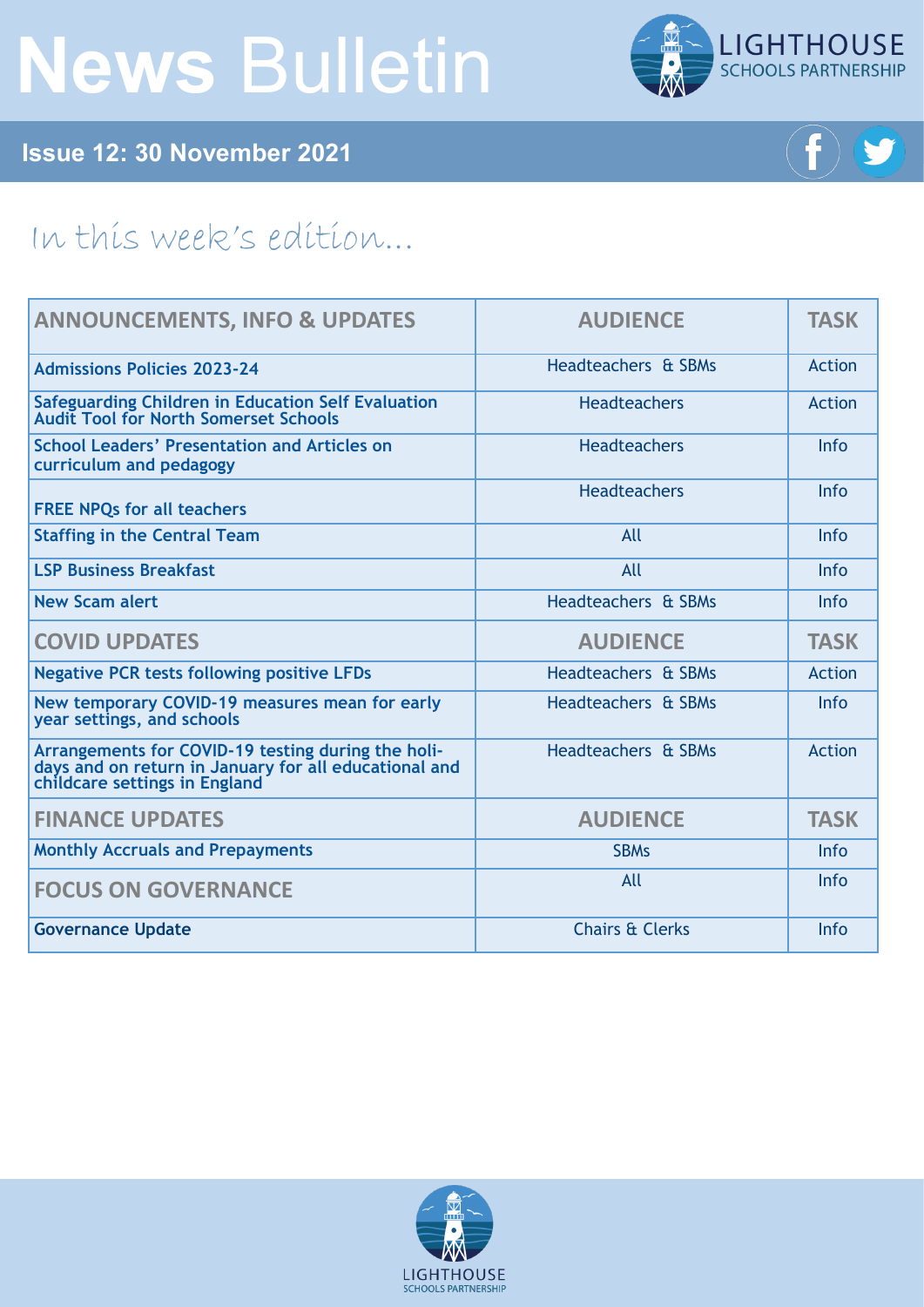# News Bulletin

## Issue 12: 30 November 2021

### In this week's edition…

| ANNOUNCEMENTS, INFO & UPDATES | AUDIENCE | TASK |
|---|---|---|
| Admissions Policies 2023-24 | Headteachers & SBMs | Action |
| Safeguarding Children in Education Self Evaluation Audit Tool for North Somerset Schools | Headteachers | Action |
| School Leaders' Presentation and Articles on curriculum and pedagogy | Headteachers | Info |
| FREE NPQs for all teachers | Headteachers | Info |
| Staffing in the Central Team | All | Info |
| LSP Business Breakfast | All | Info |
| New Scam alert | Headteachers & SBMs | Info |
| **COVID UPDATES** | **AUDIENCE** | **TASK** |
| Negative PCR tests following positive LFDs | Headteachers & SBMs | Action |
| New temporary COVID-19 measures mean for early year settings, and schools | Headteachers & SBMs | Info |
| Arrangements for COVID-19 testing during the holidays and on return in January for all educational and childcare settings in England | Headteachers & SBMs | Action |
| **FINANCE UPDATES** | **AUDIENCE** | **TASK** |
| Monthly Accruals and Prepayments | SBMs | Info |
| **FOCUS ON GOVERNANCE** | All | Info |
| Governance Update | Chairs & Clerks | Info |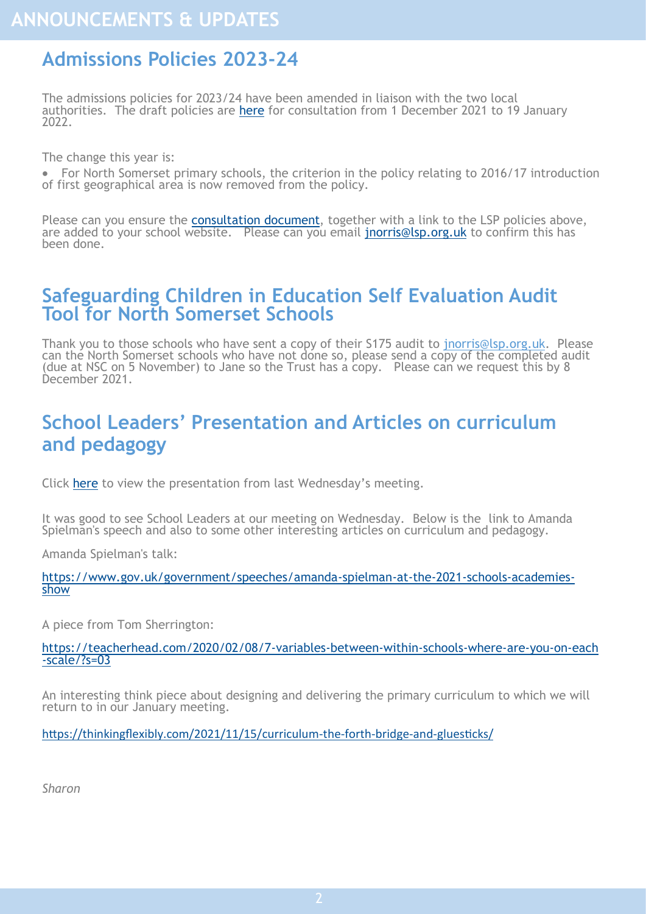# ANNOUNCEMENTS & UPDATES

## Admissions Policies 2023-24

The admissions policies for 2023/24 have been amended in liaison with the two local authorities. The draft policies are [here](#) for consultation from 1 December 2021 to 19 January 2022.

The change this year is:

- For North Somerset primary schools, the criterion in the policy relating to 2016/17 introduction of first geographical area is now removed from the policy.

Please can you ensure the [consultation document](#), together with a link to the LSP policies above, are added to your school website. Please can you email [jnorris@lsp.org.uk](mailto:jnorris@lsp.org.uk) to confirm this has been done.

## Safeguarding Children in Education Self Evaluation Audit Tool for North Somerset Schools

Thank you to those schools who have sent a copy of their S175 audit to [jnorris@lsp.org.uk](mailto:jnorris@lsp.org.uk). Please can the North Somerset schools who have not done so, please send a copy of the completed audit (due at NSC on 5 November) to Jane so the Trust has a copy. Please can we request this by 8 December 2021.

## School Leaders' Presentation and Articles on curriculum and pedagogy

Click [here](#) to view the presentation from last Wednesday's meeting.

It was good to see School Leaders at our meeting on Wednesday. Below is the link to Amanda Spielman's speech and also to some other interesting articles on curriculum and pedagogy.

Amanda Spielman's talk:

https://www.gov.uk/government/speeches/amanda-spielman-at-the-2021-schools-academies-show

A piece from Tom Sherrington:

https://teacherhead.com/2020/02/08/7-variables-between-within-schools-where-are-you-on-each-scale/?s=03

An interesting think piece about designing and delivering the primary curriculum to which we will return to in our January meeting.

https://thinkingflexibly.com/2021/11/15/curriculum-the-forth-bridge-and-gluesticks/

*Sharon*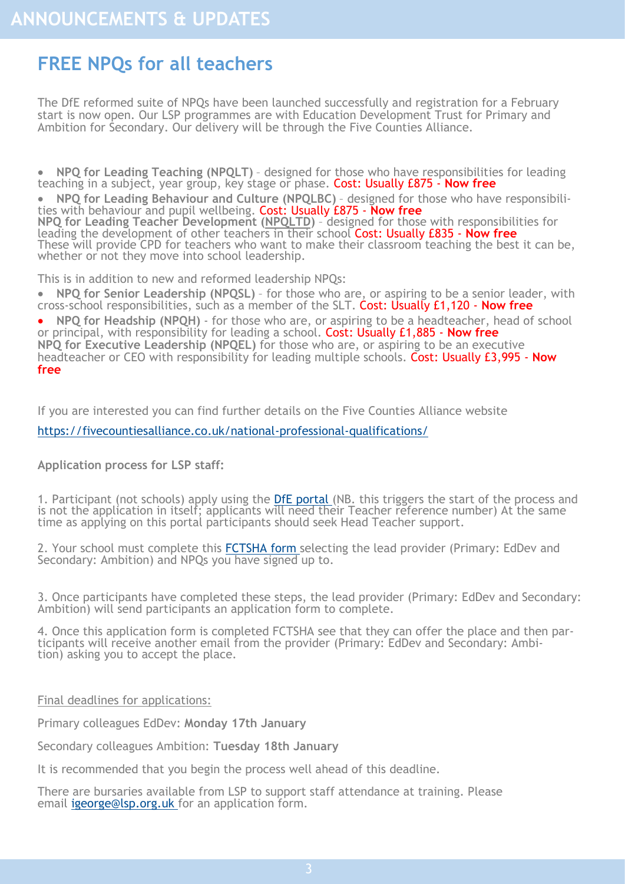# ANNOUNCEMENTS & UPDATES

## FREE NPQs for all teachers

The DfE reformed suite of NPQs have been launched successfully and registration for a February start is now open. Our LSP programmes are with Education Development Trust for Primary and Ambition for Secondary. Our delivery will be through the Five Counties Alliance.

- **NPQ for Leading Teaching (NPQLT)** – designed for those who have responsibilities for leading teaching in a subject, year group, key stage or phase. Cost: Usually £875 - **Now free**
- **NPQ for Leading Behaviour and Culture (NPQLBC)** – designed for those who have responsibilities with behaviour and pupil wellbeing. Cost: Usually £875 - **Now free**

**NPQ for Leading Teacher Development (NPQLTD)** – designed for those with responsibilities for leading the development of other teachers in their school Cost: Usually £835 - **Now free**

These will provide CPD for teachers who want to make their classroom teaching the best it can be, whether or not they move into school leadership.

This is in addition to new and reformed leadership NPQs:

- **NPQ for Senior Leadership (NPQSL)** – for those who are, or aspiring to be a senior leader, with cross-school responsibilities, such as a member of the SLT. Cost: Usually £1,120 - **Now free**
- **NPQ for Headship (NPQH)** - for those who are, or aspiring to be a headteacher, head of school or principal, with responsibility for leading a school. Cost: Usually £1,885 - **Now free**

**NPQ for Executive Leadership (NPQEL)** for those who are, or aspiring to be an executive headteacher or CEO with responsibility for leading multiple schools. Cost: Usually £3,995 - **Now free**

If you are interested you can find further details on the Five Counties Alliance website

https://fivecountiesalliance.co.uk/national-professional-qualifications/

**Application process for LSP staff:**

1. Participant (not schools) apply using the DfE portal (NB. this triggers the start of the process and is not the application in itself; applicants will need their Teacher reference number) At the same time as applying on this portal participants should seek Head Teacher support.

2. Your school must complete this FCTSHA form selecting the lead provider (Primary: EdDev and Secondary: Ambition) and NPQs you have signed up to.

3. Once participants have completed these steps, the lead provider (Primary: EdDev and Secondary: Ambition) will send participants an application form to complete.

4. Once this application form is completed FCTSHA see that they can offer the place and then participants will receive another email from the provider (Primary: EdDev and Secondary: Ambition) asking you to accept the place.

Final deadlines for applications:

Primary colleagues EdDev: **Monday 17th January**

Secondary colleagues Ambition: **Tuesday 18th January**

It is recommended that you begin the process well ahead of this deadline.

There are bursaries available from LSP to support staff attendance at training. Please email igeorge@lsp.org.uk for an application form.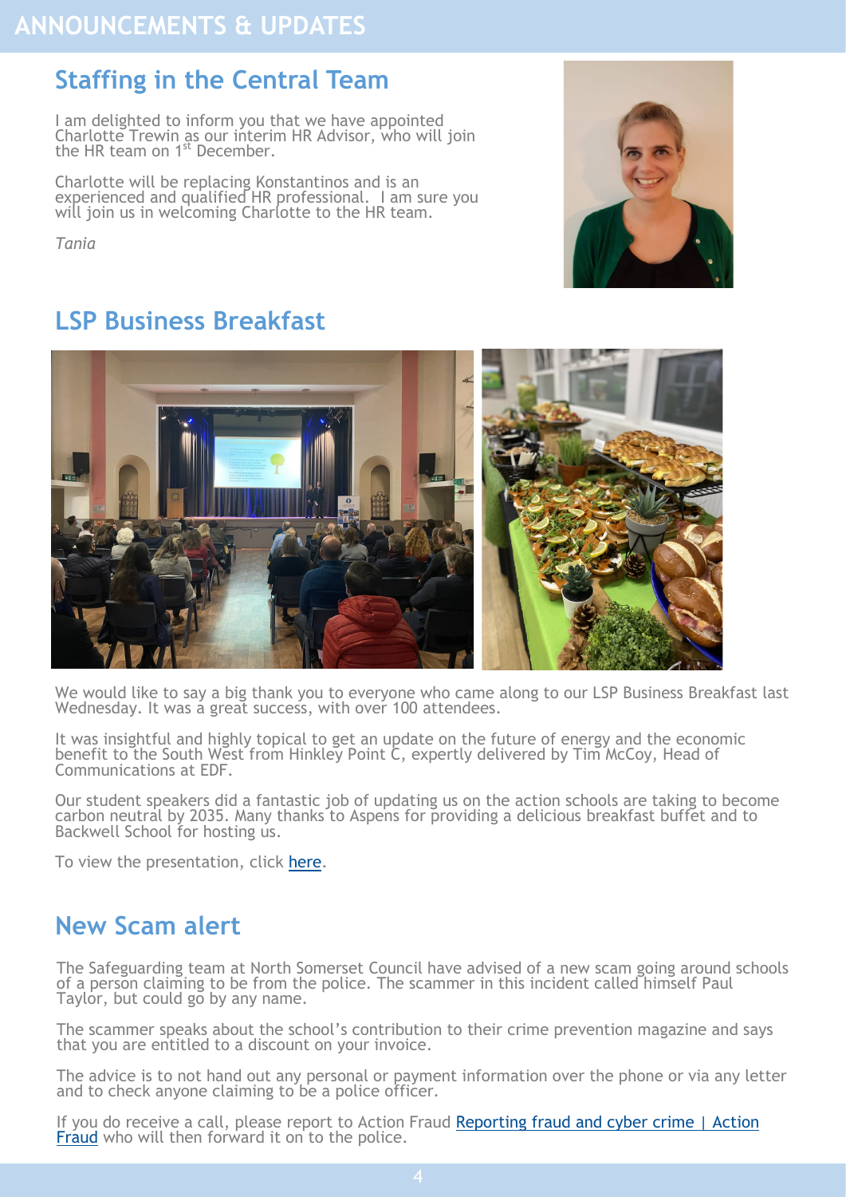# ANNOUNCEMENTS & UPDATES

## Staffing in the Central Team

I am delighted to inform you that we have appointed Charlotte Trewin as our interim HR Advisor, who will join the HR team on 1st December.

Charlotte will be replacing Konstantinos and is an experienced and qualified HR professional. I am sure you will join us in welcoming Charlotte to the HR team.

*Tania*

## LSP Business Breakfast

We would like to say a big thank you to everyone who came along to our LSP Business Breakfast last Wednesday. It was a great success, with over 100 attendees.

It was insightful and highly topical to get an update on the future of energy and the economic benefit to the South West from Hinkley Point C, expertly delivered by Tim McCoy, Head of Communications at EDF.

Our student speakers did a fantastic job of updating us on the action schools are taking to become carbon neutral by 2035. Many thanks to Aspens for providing a delicious breakfast buffet and to Backwell School for hosting us.

To view the presentation, click here.

## New Scam alert

The Safeguarding team at North Somerset Council have advised of a new scam going around schools of a person claiming to be from the police. The scammer in this incident called himself Paul Taylor, but could go by any name.

The scammer speaks about the school's contribution to their crime prevention magazine and says that you are entitled to a discount on your invoice.

The advice is to not hand out any personal or payment information over the phone or via any letter and to check anyone claiming to be a police officer.

If you do receive a call, please report to Action Fraud Reporting fraud and cyber crime | Action Fraud who will then forward it on to the police.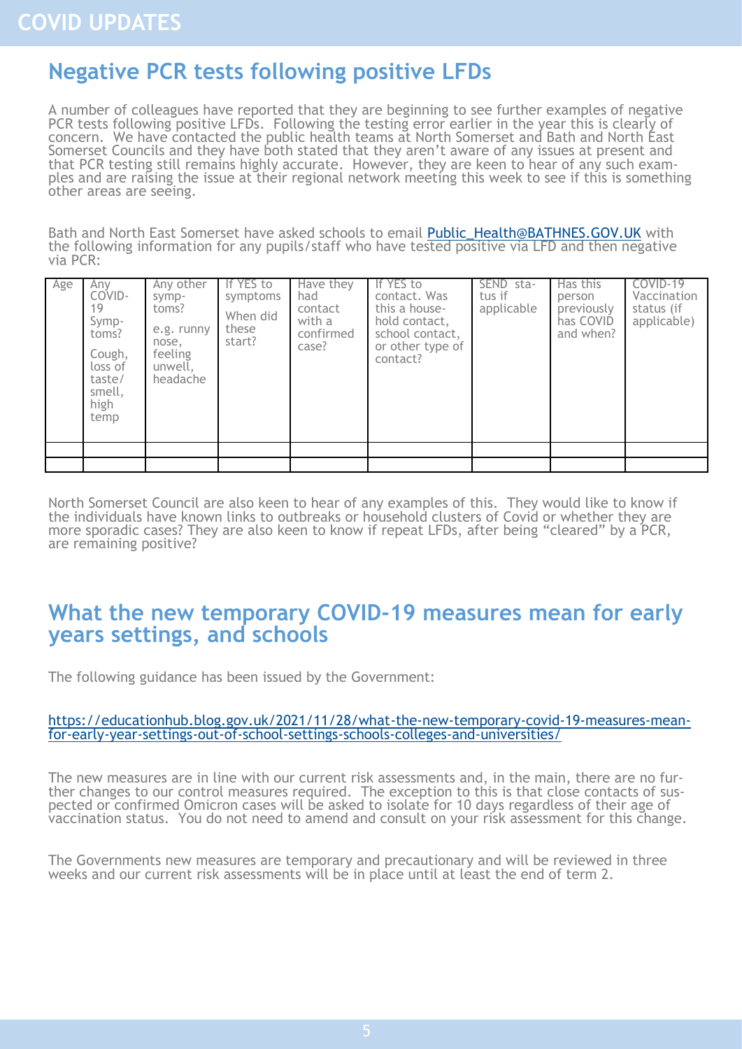# COVID UPDATES

## Negative PCR tests following positive LFDs

A number of colleagues have reported that they are beginning to see further examples of negative PCR tests following positive LFDs. Following the testing error earlier in the year this is clearly of concern. We have contacted the public health teams at North Somerset and Bath and North East Somerset Councils and they have both stated that they aren't aware of any issues at present and that PCR testing still remains highly accurate. However, they are keen to hear of any such examples and are raising the issue at their regional network meeting this week to see if this is something other areas are seeing.

Bath and North East Somerset have asked schools to email Public_Health@BATHNES.GOV.UK with the following information for any pupils/staff who have tested positive via LFD and then negative via PCR:

| Age | Any COVID-19 Symptoms? Cough, loss of taste/smell, high temp | Any other symptoms? e.g. runny nose, feeling unwell, headache | If YES to symptoms When did these start? | Have they had contact with a confirmed case? | If YES to contact. Was this a household contact, school contact, or other type of contact? | SEND status if applicable | Has this person previously has COVID and when? | COVID-19 Vaccination status (if applicable) |
|---|---|---|---|---|---|---|---|---|
| | | | | | | | | |
| | | | | | | | | |

North Somerset Council are also keen to hear of any examples of this. They would like to know if the individuals have known links to outbreaks or household clusters of Covid or whether they are more sporadic cases? They are also keen to know if repeat LFDs, after being "cleared" by a PCR, are remaining positive?

## What the new temporary COVID-19 measures mean for early years settings, and schools

The following guidance has been issued by the Government:

https://educationhub.blog.gov.uk/2021/11/28/what-the-new-temporary-covid-19-measures-mean-for-early-year-settings-out-of-school-settings-schools-colleges-and-universities/

The new measures are in line with our current risk assessments and, in the main, there are no further changes to our control measures required. The exception to this is that close contacts of suspected or confirmed Omicron cases will be asked to isolate for 10 days regardless of their age of vaccination status. You do not need to amend and consult on your risk assessment for this change.

The Governments new measures are temporary and precautionary and will be reviewed in three weeks and our current risk assessments will be in place until at least the end of term 2.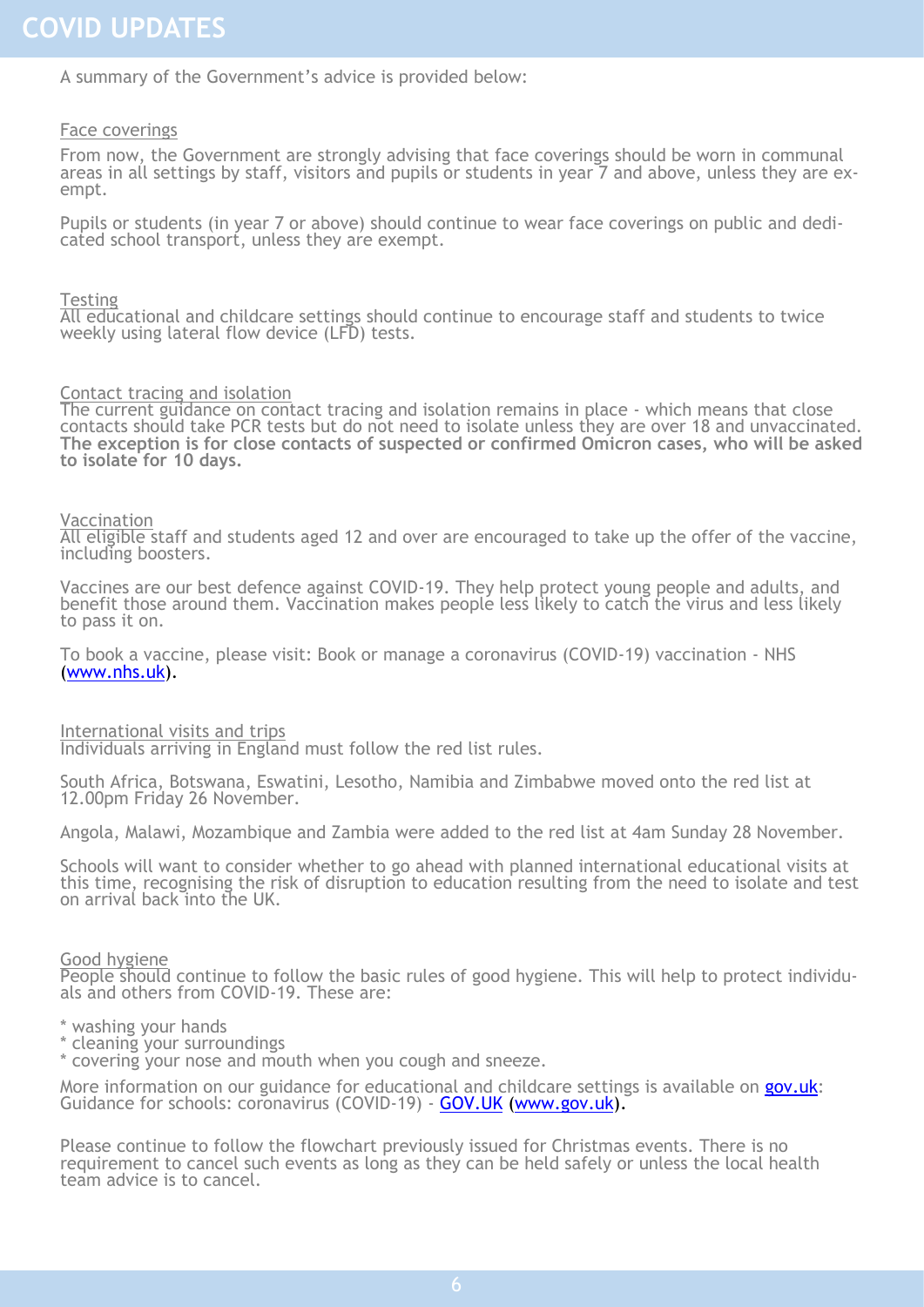# COVID UPDATES

A summary of the Government's advice is provided below:

## Face coverings

From now, the Government are strongly advising that face coverings should be worn in communal areas in all settings by staff, visitors and pupils or students in year 7 and above, unless they are exempt.

Pupils or students (in year 7 or above) should continue to wear face coverings on public and dedicated school transport, unless they are exempt.

## Testing

All educational and childcare settings should continue to encourage staff and students to twice weekly using lateral flow device (LFD) tests.

## Contact tracing and isolation

The current guidance on contact tracing and isolation remains in place - which means that close contacts should take PCR tests but do not need to isolate unless they are over 18 and unvaccinated. **The exception is for close contacts of suspected or confirmed Omicron cases, who will be asked to isolate for 10 days.**

## Vaccination

All eligible staff and students aged 12 and over are encouraged to take up the offer of the vaccine, including boosters.

Vaccines are our best defence against COVID-19. They help protect young people and adults, and benefit those around them. Vaccination makes people less likely to catch the virus and less likely to pass it on.

To book a vaccine, please visit: Book or manage a coronavirus (COVID-19) vaccination - NHS (www.nhs.uk).

## International visits and trips

Individuals arriving in England must follow the red list rules.

South Africa, Botswana, Eswatini, Lesotho, Namibia and Zimbabwe moved onto the red list at 12.00pm Friday 26 November.

Angola, Malawi, Mozambique and Zambia were added to the red list at 4am Sunday 28 November.

Schools will want to consider whether to go ahead with planned international educational visits at this time, recognising the risk of disruption to education resulting from the need to isolate and test on arrival back into the UK.

## Good hygiene

People should continue to follow the basic rules of good hygiene. This will help to protect individuals and others from COVID-19. These are:

* washing your hands
* cleaning your surroundings
* covering your nose and mouth when you cough and sneeze.

More information on our guidance for educational and childcare settings is available on gov.uk: Guidance for schools: coronavirus (COVID-19) - GOV.UK (www.gov.uk).

Please continue to follow the flowchart previously issued for Christmas events. There is no requirement to cancel such events as long as they can be held safely or unless the local health team advice is to cancel.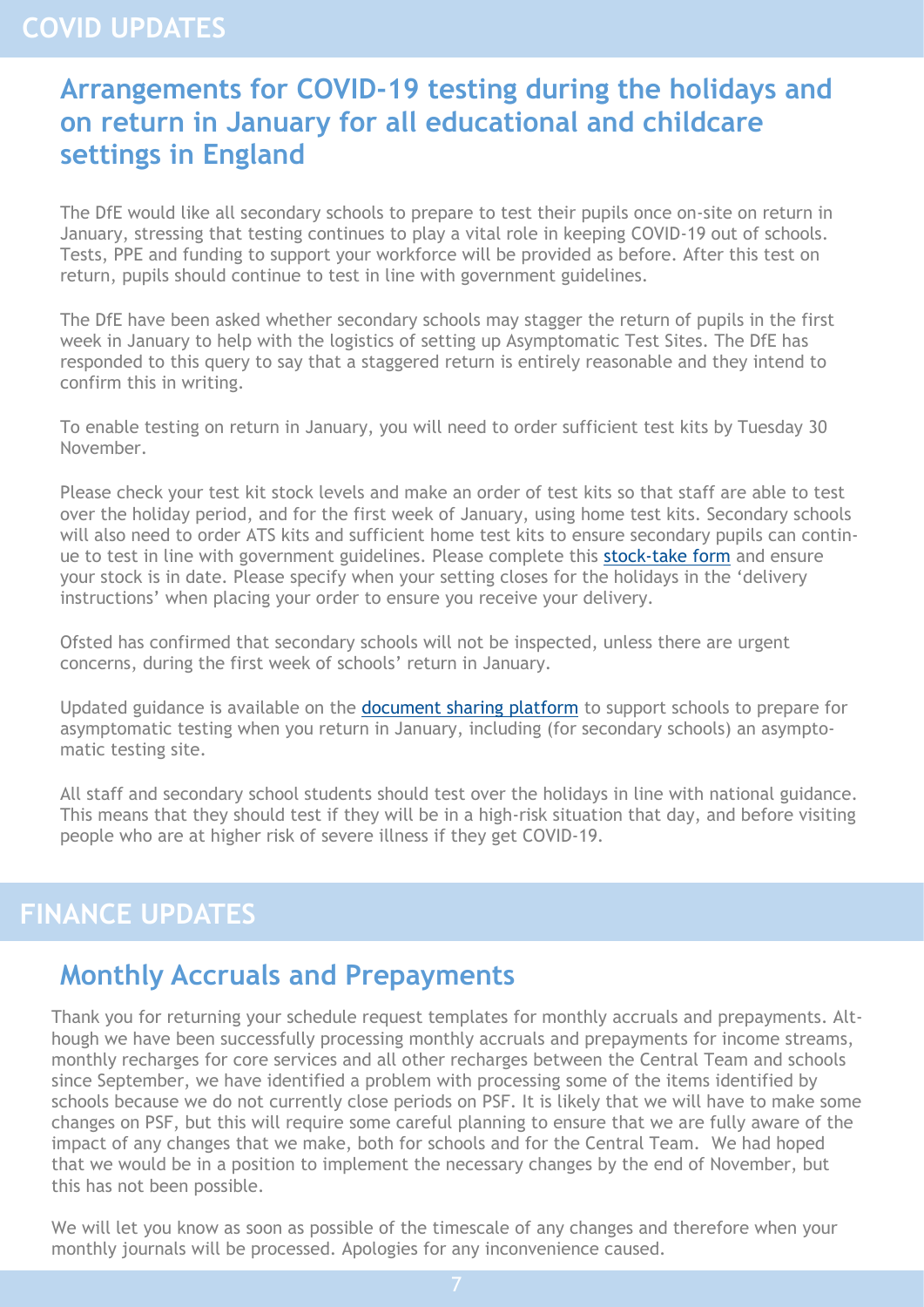# COVID UPDATES

## Arrangements for COVID-19 testing during the holidays and on return in January for all educational and childcare settings in England

The DfE would like all secondary schools to prepare to test their pupils once on-site on return in January, stressing that testing continues to play a vital role in keeping COVID-19 out of schools. Tests, PPE and funding to support your workforce will be provided as before. After this test on return, pupils should continue to test in line with government guidelines.

The DfE have been asked whether secondary schools may stagger the return of pupils in the first week in January to help with the logistics of setting up Asymptomatic Test Sites. The DfE has responded to this query to say that a staggered return is entirely reasonable and they intend to confirm this in writing.

To enable testing on return in January, you will need to order sufficient test kits by Tuesday 30 November.

Please check your test kit stock levels and make an order of test kits so that staff are able to test over the holiday period, and for the first week of January, using home test kits. Secondary schools will also need to order ATS kits and sufficient home test kits to ensure secondary pupils can continue to test in line with government guidelines. Please complete this stock-take form and ensure your stock is in date. Please specify when your setting closes for the holidays in the 'delivery instructions' when placing your order to ensure you receive your delivery.

Ofsted has confirmed that secondary schools will not be inspected, unless there are urgent concerns, during the first week of schools' return in January.

Updated guidance is available on the document sharing platform to support schools to prepare for asymptomatic testing when you return in January, including (for secondary schools) an asymptomatic testing site.

All staff and secondary school students should test over the holidays in line with national guidance. This means that they should test if they will be in a high-risk situation that day, and before visiting people who are at higher risk of severe illness if they get COVID-19.

# FINANCE UPDATES

## Monthly Accruals and Prepayments

Thank you for returning your schedule request templates for monthly accruals and prepayments. Although we have been successfully processing monthly accruals and prepayments for income streams, monthly recharges for core services and all other recharges between the Central Team and schools since September, we have identified a problem with processing some of the items identified by schools because we do not currently close periods on PSF. It is likely that we will have to make some changes on PSF, but this will require some careful planning to ensure that we are fully aware of the impact of any changes that we make, both for schools and for the Central Team. We had hoped that we would be in a position to implement the necessary changes by the end of November, but this has not been possible.

We will let you know as soon as possible of the timescale of any changes and therefore when your monthly journals will be processed. Apologies for any inconvenience caused.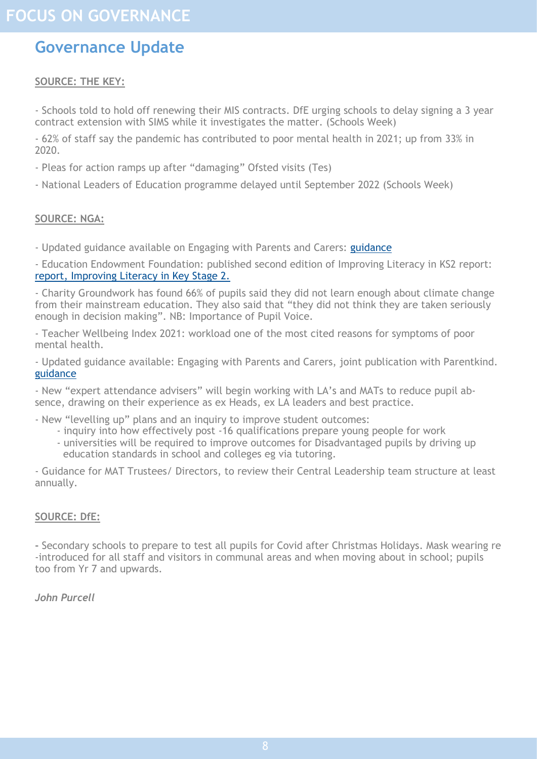# FOCUS ON GOVERNANCE

## Governance Update

**SOURCE: THE KEY:**

- Schools told to hold off renewing their MIS contracts. DfE urging schools to delay signing a 3 year contract extension with SIMS while it investigates the matter. (Schools Week)

- 62% of staff say the pandemic has contributed to poor mental health in 2021; up from 33% in 2020.

- Pleas for action ramps up after "damaging" Ofsted visits (Tes)

- National Leaders of Education programme delayed until September 2022 (Schools Week)

**SOURCE: NGA:**

- Updated guidance available on Engaging with Parents and Carers: guidance

- Education Endowment Foundation: published second edition of Improving Literacy in KS2 report: report, Improving Literacy in Key Stage 2.

- Charity Groundwork has found 66% of pupils said they did not learn enough about climate change from their mainstream education. They also said that "they did not think they are taken seriously enough in decision making". NB: Importance of Pupil Voice.

- Teacher Wellbeing Index 2021: workload one of the most cited reasons for symptoms of poor mental health.

- Updated guidance available: Engaging with Parents and Carers, joint publication with Parentkind. guidance

- New "expert attendance advisers" will begin working with LA's and MATs to reduce pupil absence, drawing on their experience as ex Heads, ex LA leaders and best practice.

- New "levelling up" plans and an inquiry to improve student outcomes:
    - inquiry into how effectively post -16 qualifications prepare young people for work
    - universities will be required to improve outcomes for Disadvantaged pupils by driving up education standards in school and colleges eg via tutoring.

- Guidance for MAT Trustees/ Directors, to review their Central Leadership team structure at least annually.

**SOURCE: DfE:**

- Secondary schools to prepare to test all pupils for Covid after Christmas Holidays. Mask wearing re-introduced for all staff and visitors in communal areas and when moving about in school; pupils too from Yr 7 and upwards.

*John Purcell*